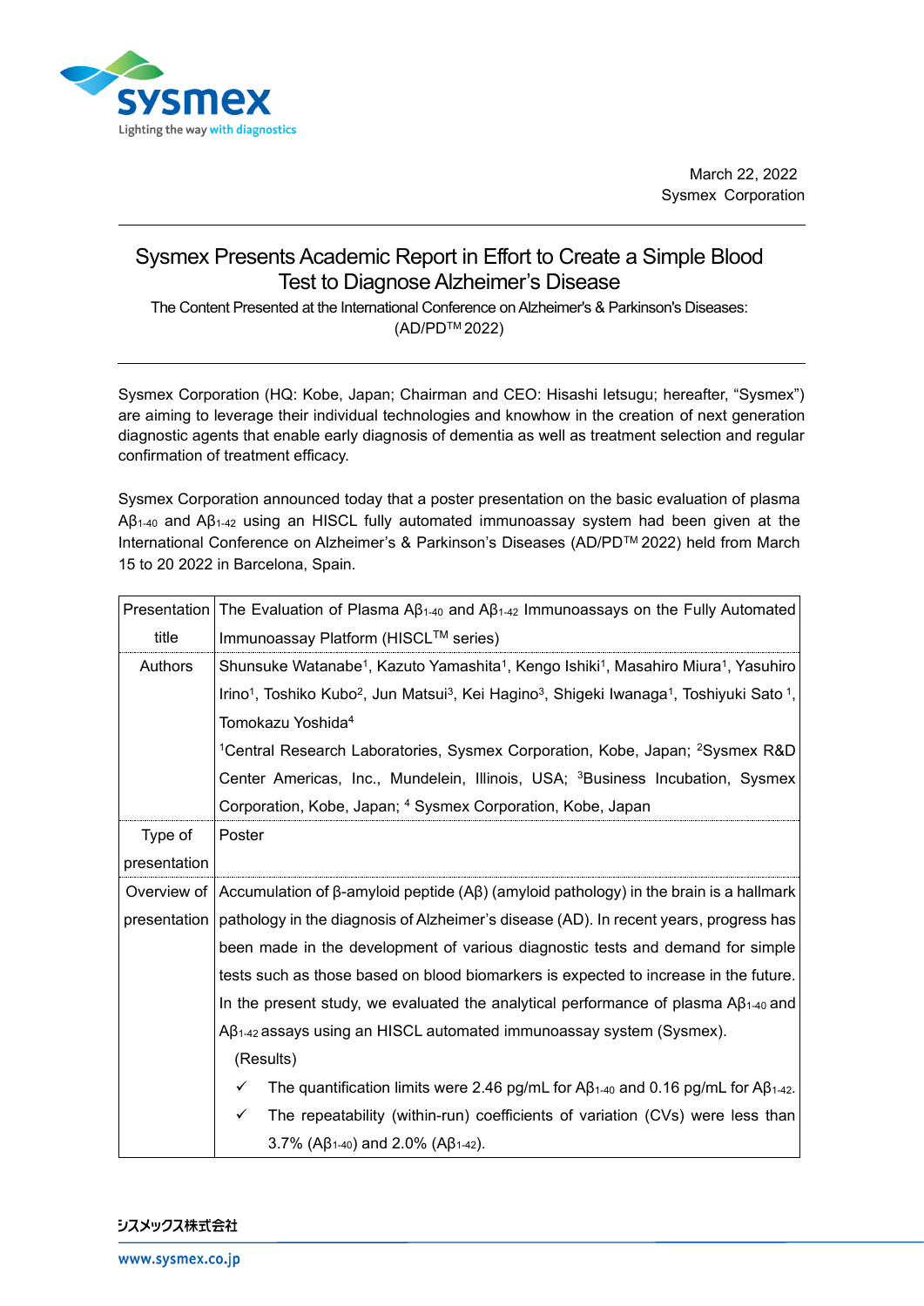March 22, 2022
Sysmex Corporation

# Sysmex Presents Academic Report in Effort to Create a Simple Blood Test to Diagnose Alzheimer's Disease

The Content Presented at the International Conference on Alzheimer's & Parkinson's Diseases: (AD/PD™ 2022)

Sysmex Corporation (HQ: Kobe, Japan; Chairman and CEO: Hisashi Ietsugu; hereafter, "Sysmex") are aiming to leverage their individual technologies and knowhow in the creation of next generation diagnostic agents that enable early diagnosis of dementia as well as treatment selection and regular confirmation of treatment efficacy.

Sysmex Corporation announced today that a poster presentation on the basic evaluation of plasma $A\beta_{1-40}$ and $A\beta_{1-42}$ using an HISCL fully automated immunoassay system had been given at the International Conference on Alzheimer's & Parkinson's Diseases (AD/PD™ 2022) held from March 15 to 20 2022 in Barcelona, Spain.

| Presentation title | The Evaluation of Plasma $A\beta_{1-40}$ and $A\beta_{1-42}$ Immunoassays on the Fully Automated Immunoassay Platform (HISCL™ series) |
|---|---|
| Authors | Shunsuke Watanabe[1], Kazuto Yamashita[1], Kengo Ishiki[1], Masahiro Miura[1], Yasuhiro Irino[1], Toshiko Kubo[2], Jun Matsui[3], Kei Hagino[3], Shigeki Iwanaga[1], Toshiyuki Sato[1], Tomokazu Yoshida[4]<br>[1]Central Research Laboratories, Sysmex Corporation, Kobe, Japan; [2]Sysmex R&D Center Americas, Inc., Mundelein, Illinois, USA; [3]Business Incubation, Sysmex Corporation, Kobe, Japan; [4] Sysmex Corporation, Kobe, Japan |
| Type of presentation | Poster |
| Overview of presentation | Accumulation of β-amyloid peptide (Aβ) (amyloid pathology) in the brain is a hallmark pathology in the diagnosis of Alzheimer's disease (AD). In recent years, progress has been made in the development of various diagnostic tests and demand for simple tests such as those based on blood biomarkers is expected to increase in the future. In the present study, we evaluated the analytical performance of plasma $A\beta_{1-40}$ and $A\beta_{1-42}$ assays using an HISCL automated immunoassay system (Sysmex).<br>(Results)<br>✓ The quantification limits were 2.46 pg/mL for $A\beta_{1-40}$ and 0.16 pg/mL for $A\beta_{1-42}$.<br>✓ The repeatability (within-run) coefficients of variation (CVs) were less than 3.7% ($A\beta_{1-40}$) and 2.0% ($A\beta_{1-42}$). |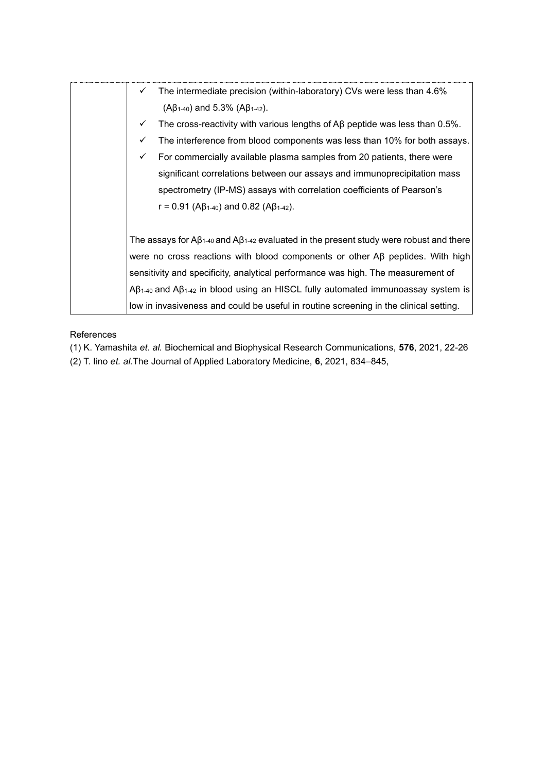| | |
|---|---|
| | ✓ The intermediate precision (within-laboratory) CVs were less than 4.6% ($A\beta_{1-40}$) and 5.3% ($A\beta_{1-42}$).<br>✓ The cross-reactivity with various lengths of Aβ peptide was less than 0.5%.<br>✓ The interference from blood components was less than 10% for both assays.<br>✓ For commercially available plasma samples from 20 patients, there were significant correlations between our assays and immunoprecipitation mass spectrometry (IP-MS) assays with correlation coefficients of Pearson's $r = 0.91$ ($A\beta_{1-40}$) and 0.82 ($A\beta_{1-42}$).<br><br>The assays for $A\beta_{1-40}$ and $A\beta_{1-42}$ evaluated in the present study were robust and there were no cross reactions with blood components or other Aβ peptides. With high sensitivity and specificity, analytical performance was high. The measurement of $A\beta_{1-40}$ and $A\beta_{1-42}$ in blood using an HISCL fully automated immunoassay system is low in invasiveness and could be useful in routine screening in the clinical setting. |

References

(1) K. Yamashita *et. al.* Biochemical and Biophysical Research Communications, **576**, 2021, 22-26

(2) T. Iino *et. al.* The Journal of Applied Laboratory Medicine, **6**, 2021, 834–845,